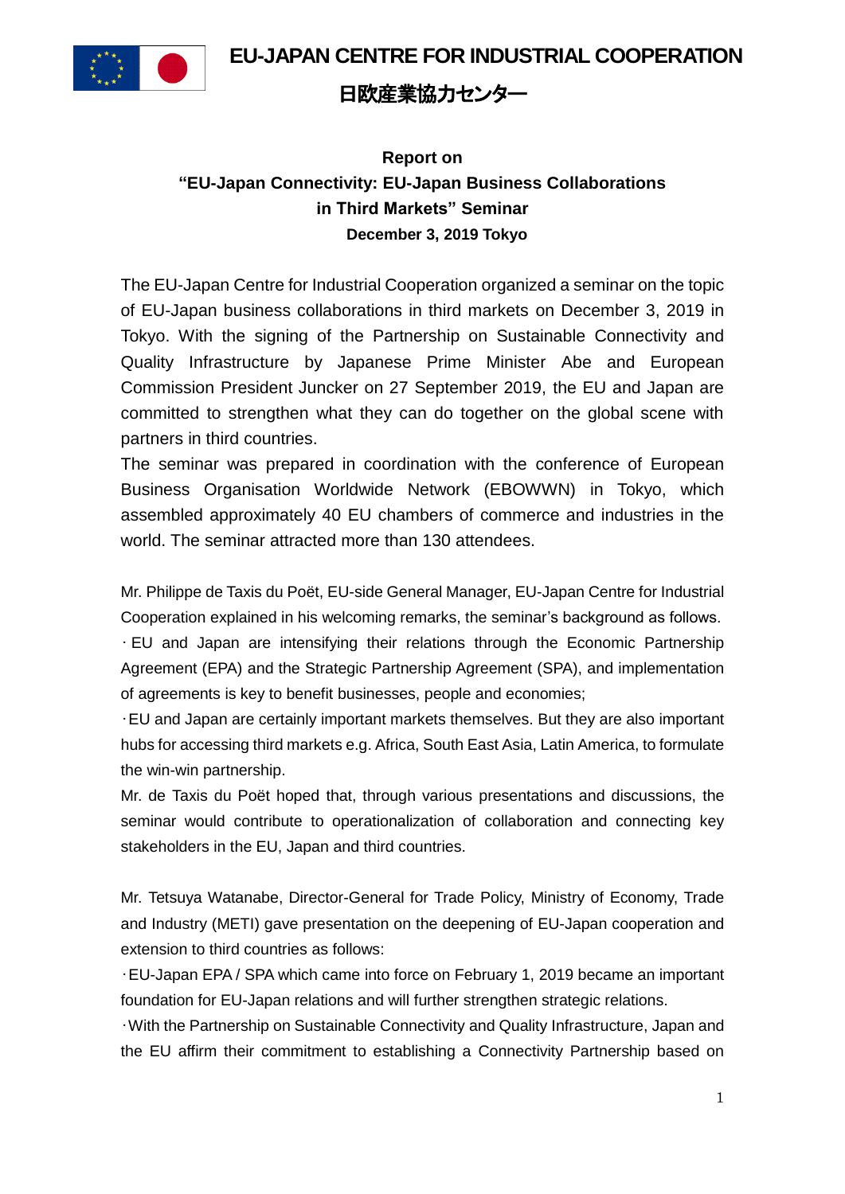# EU-JAPAN CENTRE FOR INDUSTRIAL COOPERATION

# 日欧産業協力センター

**Report on**
**"EU-Japan Connectivity: EU-Japan Business Collaborations in Third Markets" Seminar**
**December 3, 2019 Tokyo**

The EU-Japan Centre for Industrial Cooperation organized a seminar on the topic of EU-Japan business collaborations in third markets on December 3, 2019 in Tokyo. With the signing of the Partnership on Sustainable Connectivity and Quality Infrastructure by Japanese Prime Minister Abe and European Commission President Juncker on 27 September 2019, the EU and Japan are committed to strengthen what they can do together on the global scene with partners in third countries.

The seminar was prepared in coordination with the conference of European Business Organisation Worldwide Network (EBOWWN) in Tokyo, which assembled approximately 40 EU chambers of commerce and industries in the world. The seminar attracted more than 130 attendees.

Mr. Philippe de Taxis du Poët, EU-side General Manager, EU-Japan Centre for Industrial Cooperation explained in his welcoming remarks, the seminar's background as follows.

- EU and Japan are intensifying their relations through the Economic Partnership Agreement (EPA) and the Strategic Partnership Agreement (SPA), and implementation of agreements is key to benefit businesses, people and economies;
- EU and Japan are certainly important markets themselves. But they are also important hubs for accessing third markets e.g. Africa, South East Asia, Latin America, to formulate the win-win partnership.

Mr. de Taxis du Poët hoped that, through various presentations and discussions, the seminar would contribute to operationalization of collaboration and connecting key stakeholders in the EU, Japan and third countries.

Mr. Tetsuya Watanabe, Director-General for Trade Policy, Ministry of Economy, Trade and Industry (METI) gave presentation on the deepening of EU-Japan cooperation and extension to third countries as follows:

- EU-Japan EPA / SPA which came into force on February 1, 2019 became an important foundation for EU-Japan relations and will further strengthen strategic relations.
- With the Partnership on Sustainable Connectivity and Quality Infrastructure, Japan and the EU affirm their commitment to establishing a Connectivity Partnership based on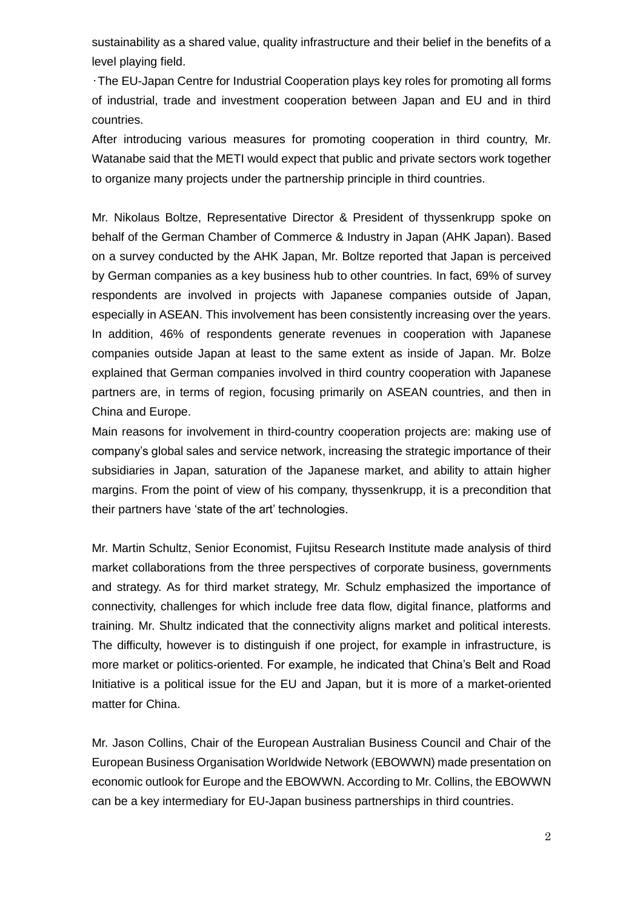sustainability as a shared value, quality infrastructure and their belief in the benefits of a level playing field.

･The EU-Japan Centre for Industrial Cooperation plays key roles for promoting all forms of industrial, trade and investment cooperation between Japan and EU and in third countries.

After introducing various measures for promoting cooperation in third country, Mr. Watanabe said that the METI would expect that public and private sectors work together to organize many projects under the partnership principle in third countries.

Mr. Nikolaus Boltze, Representative Director & President of thyssenkrupp spoke on behalf of the German Chamber of Commerce & Industry in Japan (AHK Japan). Based on a survey conducted by the AHK Japan, Mr. Boltze reported that Japan is perceived by German companies as a key business hub to other countries. In fact, 69% of survey respondents are involved in projects with Japanese companies outside of Japan, especially in ASEAN. This involvement has been consistently increasing over the years. In addition, 46% of respondents generate revenues in cooperation with Japanese companies outside Japan at least to the same extent as inside of Japan. Mr. Bolze explained that German companies involved in third country cooperation with Japanese partners are, in terms of region, focusing primarily on ASEAN countries, and then in China and Europe.

Main reasons for involvement in third-country cooperation projects are: making use of company's global sales and service network, increasing the strategic importance of their subsidiaries in Japan, saturation of the Japanese market, and ability to attain higher margins. From the point of view of his company, thyssenkrupp, it is a precondition that their partners have 'state of the art' technologies.

Mr. Martin Schultz, Senior Economist, Fujitsu Research Institute made analysis of third market collaborations from the three perspectives of corporate business, governments and strategy. As for third market strategy, Mr. Schulz emphasized the importance of connectivity, challenges for which include free data flow, digital finance, platforms and training. Mr. Shultz indicated that the connectivity aligns market and political interests. The difficulty, however is to distinguish if one project, for example in infrastructure, is more market or politics-oriented. For example, he indicated that China's Belt and Road Initiative is a political issue for the EU and Japan, but it is more of a market-oriented matter for China.

Mr. Jason Collins, Chair of the European Australian Business Council and Chair of the European Business Organisation Worldwide Network (EBOWWN) made presentation on economic outlook for Europe and the EBOWWN. According to Mr. Collins, the EBOWWN can be a key intermediary for EU-Japan business partnerships in third countries.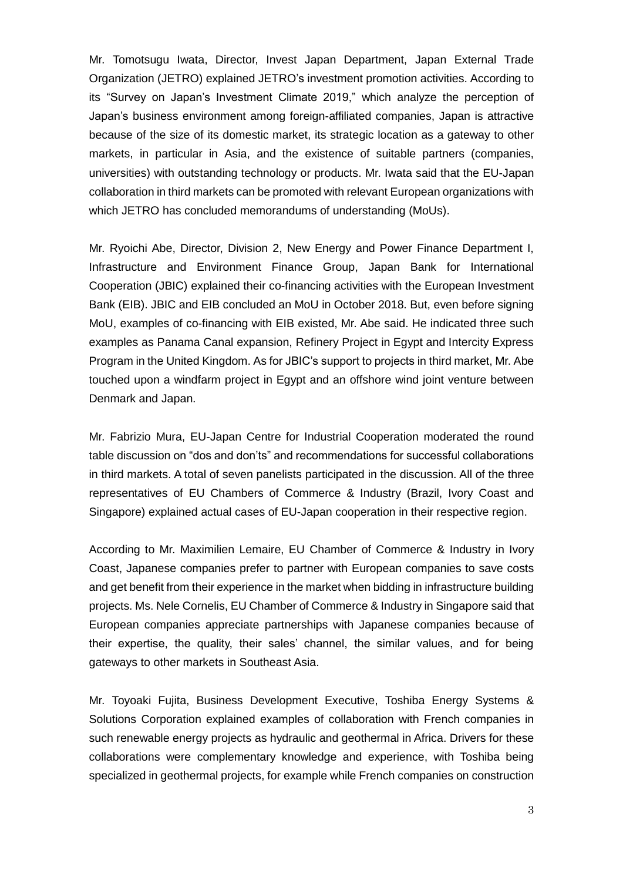Mr. Tomotsugu Iwata, Director, Invest Japan Department, Japan External Trade Organization (JETRO) explained JETRO's investment promotion activities. According to its "Survey on Japan's Investment Climate 2019," which analyze the perception of Japan's business environment among foreign-affiliated companies, Japan is attractive because of the size of its domestic market, its strategic location as a gateway to other markets, in particular in Asia, and the existence of suitable partners (companies, universities) with outstanding technology or products. Mr. Iwata said that the EU-Japan collaboration in third markets can be promoted with relevant European organizations with which JETRO has concluded memorandums of understanding (MoUs).

Mr. Ryoichi Abe, Director, Division 2, New Energy and Power Finance Department I, Infrastructure and Environment Finance Group, Japan Bank for International Cooperation (JBIC) explained their co-financing activities with the European Investment Bank (EIB). JBIC and EIB concluded an MoU in October 2018. But, even before signing MoU, examples of co-financing with EIB existed, Mr. Abe said. He indicated three such examples as Panama Canal expansion, Refinery Project in Egypt and Intercity Express Program in the United Kingdom. As for JBIC's support to projects in third market, Mr. Abe touched upon a windfarm project in Egypt and an offshore wind joint venture between Denmark and Japan.

Mr. Fabrizio Mura, EU-Japan Centre for Industrial Cooperation moderated the round table discussion on "dos and don'ts" and recommendations for successful collaborations in third markets. A total of seven panelists participated in the discussion. All of the three representatives of EU Chambers of Commerce & Industry (Brazil, Ivory Coast and Singapore) explained actual cases of EU-Japan cooperation in their respective region.

According to Mr. Maximilien Lemaire, EU Chamber of Commerce & Industry in Ivory Coast, Japanese companies prefer to partner with European companies to save costs and get benefit from their experience in the market when bidding in infrastructure building projects. Ms. Nele Cornelis, EU Chamber of Commerce & Industry in Singapore said that European companies appreciate partnerships with Japanese companies because of their expertise, the quality, their sales' channel, the similar values, and for being gateways to other markets in Southeast Asia.

Mr. Toyoaki Fujita, Business Development Executive, Toshiba Energy Systems & Solutions Corporation explained examples of collaboration with French companies in such renewable energy projects as hydraulic and geothermal in Africa. Drivers for these collaborations were complementary knowledge and experience, with Toshiba being specialized in geothermal projects, for example while French companies on construction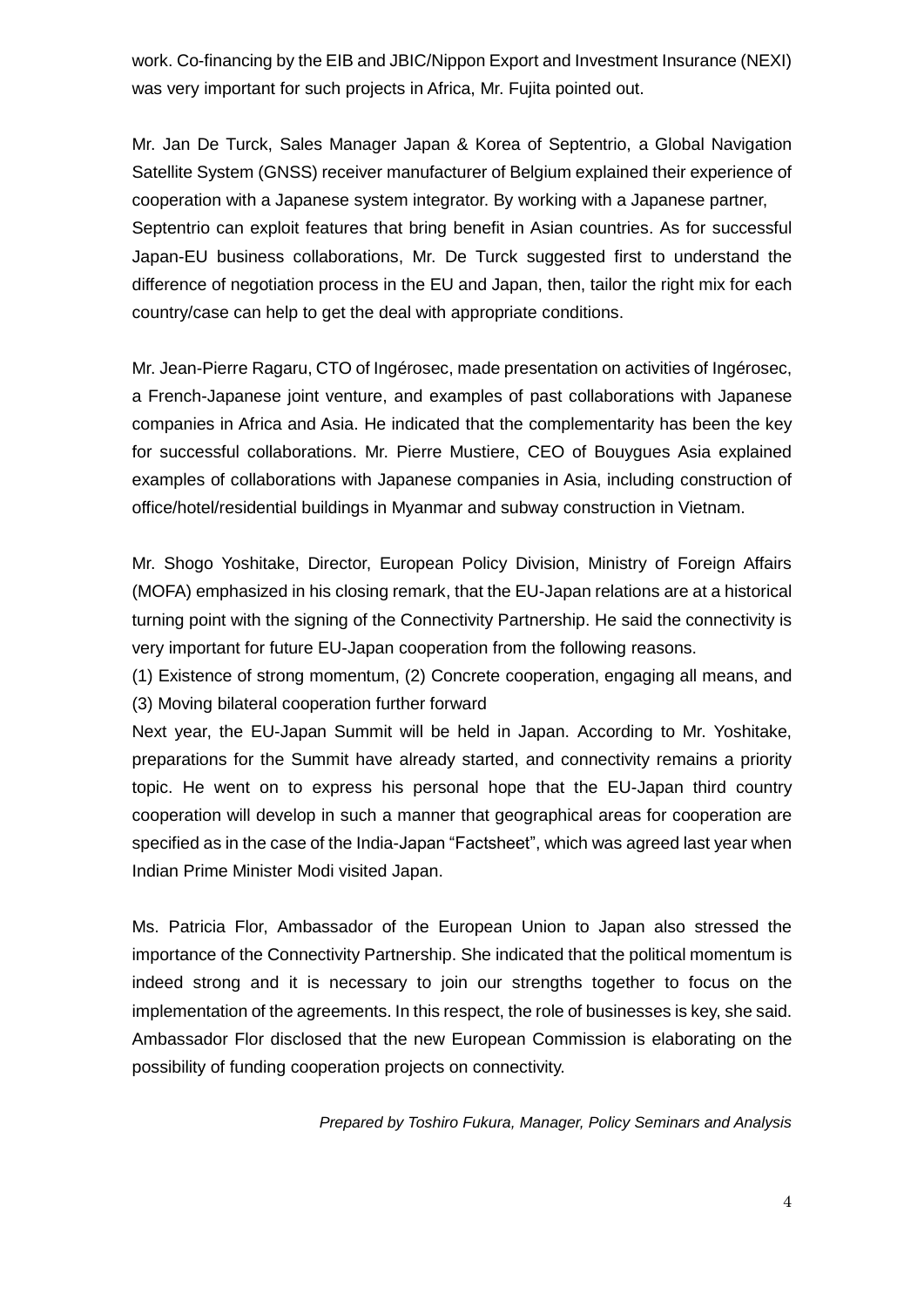work. Co-financing by the EIB and JBIC/Nippon Export and Investment Insurance (NEXI) was very important for such projects in Africa, Mr. Fujita pointed out.

Mr. Jan De Turck, Sales Manager Japan & Korea of Septentrio, a Global Navigation Satellite System (GNSS) receiver manufacturer of Belgium explained their experience of cooperation with a Japanese system integrator. By working with a Japanese partner, Septentrio can exploit features that bring benefit in Asian countries. As for successful Japan-EU business collaborations, Mr. De Turck suggested first to understand the difference of negotiation process in the EU and Japan, then, tailor the right mix for each country/case can help to get the deal with appropriate conditions.

Mr. Jean-Pierre Ragaru, CTO of Ingérosec, made presentation on activities of Ingérosec, a French-Japanese joint venture, and examples of past collaborations with Japanese companies in Africa and Asia. He indicated that the complementarity has been the key for successful collaborations. Mr. Pierre Mustiere, CEO of Bouygues Asia explained examples of collaborations with Japanese companies in Asia, including construction of office/hotel/residential buildings in Myanmar and subway construction in Vietnam.

Mr. Shogo Yoshitake, Director, European Policy Division, Ministry of Foreign Affairs (MOFA) emphasized in his closing remark, that the EU-Japan relations are at a historical turning point with the signing of the Connectivity Partnership. He said the connectivity is very important for future EU-Japan cooperation from the following reasons.

(1) Existence of strong momentum, (2) Concrete cooperation, engaging all means, and (3) Moving bilateral cooperation further forward

Next year, the EU-Japan Summit will be held in Japan. According to Mr. Yoshitake, preparations for the Summit have already started, and connectivity remains a priority topic. He went on to express his personal hope that the EU-Japan third country cooperation will develop in such a manner that geographical areas for cooperation are specified as in the case of the India-Japan "Factsheet", which was agreed last year when Indian Prime Minister Modi visited Japan.

Ms. Patricia Flor, Ambassador of the European Union to Japan also stressed the importance of the Connectivity Partnership. She indicated that the political momentum is indeed strong and it is necessary to join our strengths together to focus on the implementation of the agreements. In this respect, the role of businesses is key, she said. Ambassador Flor disclosed that the new European Commission is elaborating on the possibility of funding cooperation projects on connectivity.

*Prepared by Toshiro Fukura, Manager, Policy Seminars and Analysis*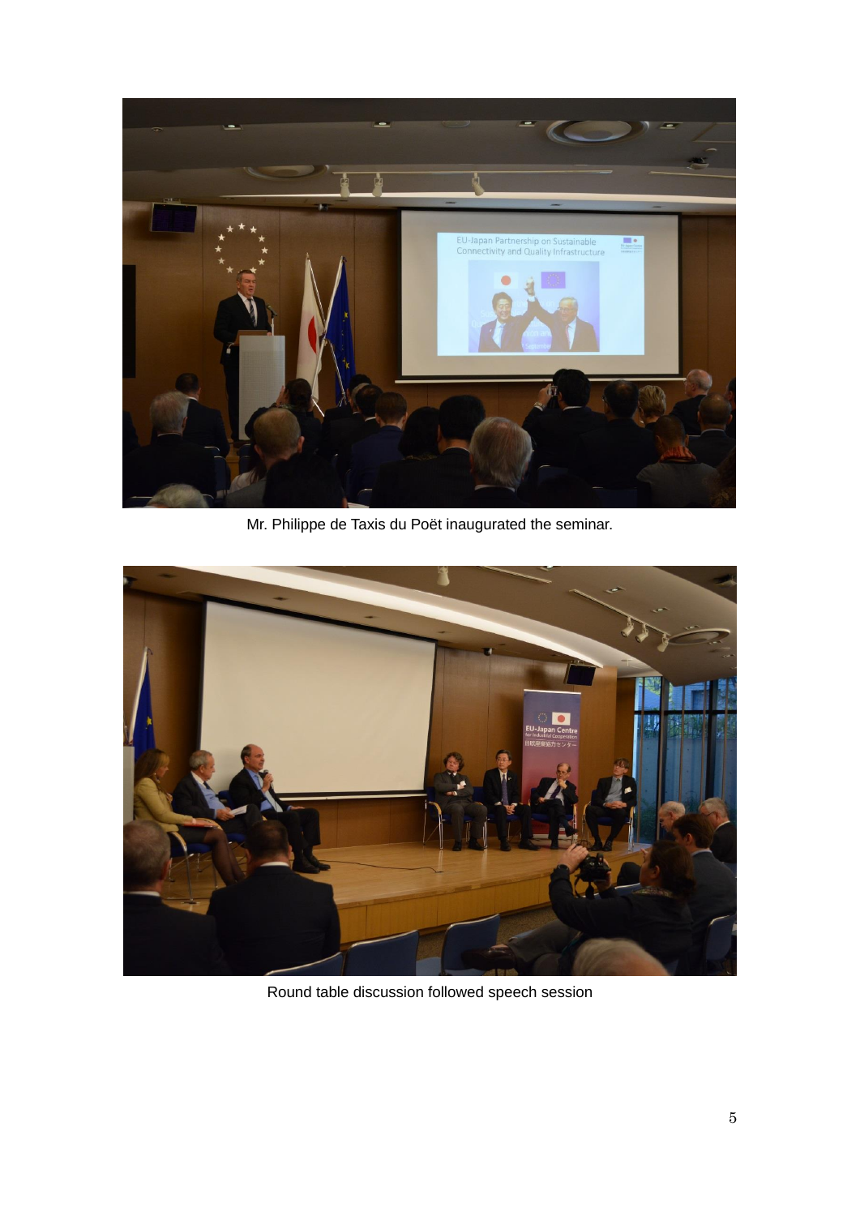Mr. Philippe de Taxis du Poët inaugurated the seminar.

Round table discussion followed speech session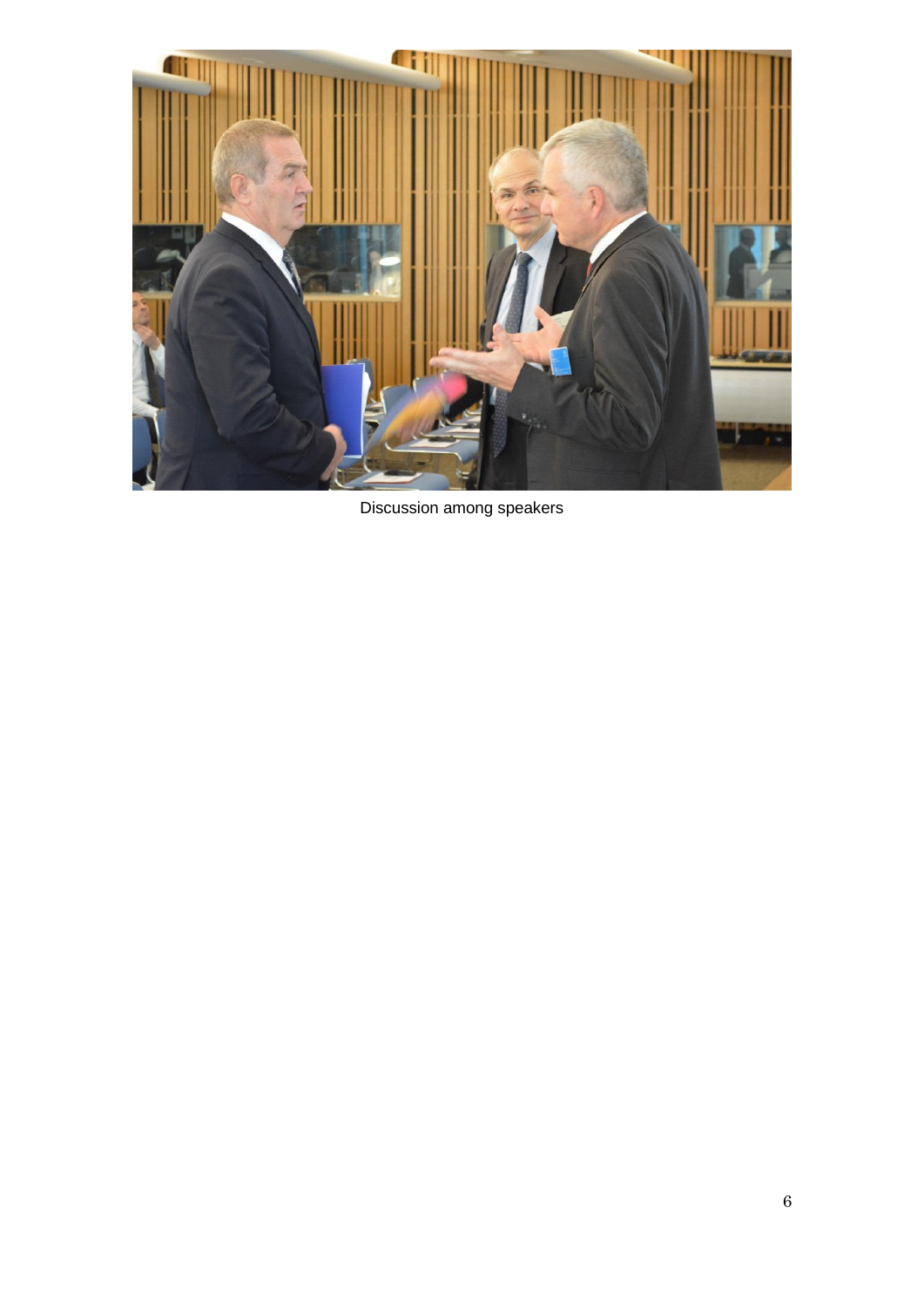Discussion among speakers